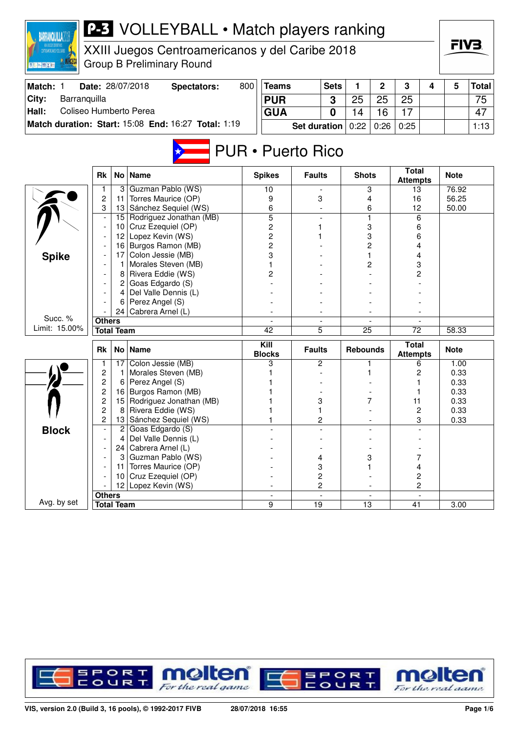# P-3 VOLLEYBALL • Match players ranking

## XXIII Juegos Centroamericanos y del Caribe 2018

Group B Preliminary Round

| Match: 1 | Date: 28/07/2018 | Spectators: | 800 |
|---|---|---|---|
| City: | Barranquilla | | |
| Hall: | Coliseo Humberto Perea | | |
| Match duration: | Start: 15:08 | End: 16:27 | Total: 1:19 |

| Teams | Sets | 1 | 2 | 3 | 4 | 5 | Total |
|---|---|---|---|---|---|---|---|
| PUR | 3 | 25 | 25 | 25 | | | 75 |
| GUA | 0 | 14 | 16 | 17 | | | 47 |
| Set duration | | 0:22 | 0:26 | 0:25 | | | 1:13 |

## PUR • Puerto Rico

### Spike

Succ. % Limit: 15.00%

| Rk | No | Name | Spikes | Faults | Shots | Total Attempts | Note |
|---|---|---|---|---|---|---|---|
| 1 | 3 | Guzman Pablo (WS) | 10 | - | 3 | 13 | 76.92 |
| 2 | 11 | Torres Maurice (OP) | 9 | 3 | 4 | 16 | 56.25 |
| 3 | 13 | Sánchez Sequiel (WS) | 6 | - | 6 | 12 | 50.00 |
| - | 15 | Rodriguez Jonathan (MB) | 5 | - | 1 | 6 | |
| - | 10 | Cruz Ezequiel (OP) | 2 | 1 | 3 | 6 | |
| - | 12 | Lopez Kevin (WS) | 2 | 1 | 3 | 6 | |
| - | 16 | Burgos Ramon (MB) | 2 | - | 2 | 4 | |
| - | 17 | Colon Jessie (MB) | 3 | - | 1 | 4 | |
| - | 1 | Morales Steven (MB) | 1 | - | 2 | 3 | |
| - | 8 | Rivera Eddie (WS) | 2 | - | - | 2 | |
| - | 2 | Goas Edgardo (S) | - | - | - | - | |
| - | 4 | Del Valle Dennis (L) | - | - | - | - | |
| - | 6 | Perez Angel (S) | - | - | - | - | |
| - | 24 | Cabrera Arnel (L) | - | - | - | - | |
| Others | | | - | - | - | - | |
| Total Team | | | 42 | 5 | 25 | 72 | 58.33 |

### Block

Avg. by set

| Rk | No | Name | Kill Blocks | Faults | Rebounds | Total Attempts | Note |
|---|---|---|---|---|---|---|---|
| 1 | 17 | Colon Jessie (MB) | 3 | 2 | 1 | 6 | 1.00 |
| 2 | 1 | Morales Steven (MB) | 1 | - | 1 | 2 | 0.33 |
| 2 | 6 | Perez Angel (S) | 1 | - | - | 1 | 0.33 |
| 2 | 16 | Burgos Ramon (MB) | 1 | - | - | 1 | 0.33 |
| 2 | 15 | Rodriguez Jonathan (MB) | 1 | 3 | 7 | 11 | 0.33 |
| 2 | 8 | Rivera Eddie (WS) | 1 | 1 | - | 2 | 0.33 |
| 2 | 13 | Sánchez Sequiel (WS) | 1 | 2 | - | 3 | 0.33 |
| - | 2 | Goas Edgardo (S) | - | - | - | - | |
| - | 4 | Del Valle Dennis (L) | - | - | - | - | |
| - | 24 | Cabrera Arnel (L) | - | - | - | - | |
| - | 3 | Guzman Pablo (WS) | - | 4 | 3 | 7 | |
| - | 11 | Torres Maurice (OP) | - | 3 | 1 | 4 | |
| - | 10 | Cruz Ezequiel (OP) | - | 2 | - | 2 | |
| - | 12 | Lopez Kevin (WS) | - | 2 | - | 2 | |
| Others | | | - | - | - | - | |
| Total Team | | | 9 | 19 | 13 | 41 | 3.00 |

VIS, version 2.0 (Build 3, 16 pools), © 1992-2017 FIVB 28/07/2018 16:55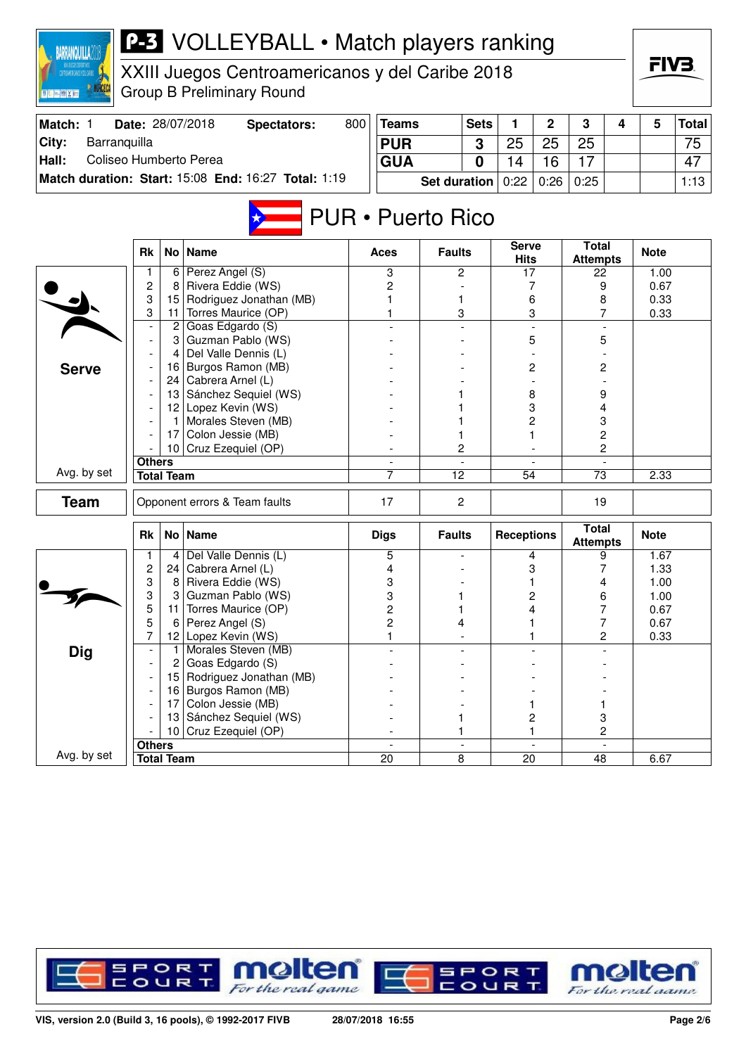# P-3 VOLLEYBALL • Match players ranking

XXIII Juegos Centroamericanos y del Caribe 2018
Group B Preliminary Round

| Match: 1 | Date: 28/07/2018 | Spectators: 800 |
|---|---|---|
| City: Barranquilla | | |
| Hall: Coliseo Humberto Perea | | |
| Match duration: Start: 15:08 | End: 16:27 | Total: 1:19 |

| Teams | Sets | 1 | 2 | 3 | 4 | 5 | Total |
|---|---|---|---|---|---|---|---|
| PUR | 3 | 25 | 25 | 25 | | | 75 |
| GUA | 0 | 14 | 16 | 17 | | | 47 |
| | Set duration | 0:22 | 0:26 | 0:25 | | | 1:13 |

## PUR • Puerto Rico

### Serve

| Rk | No | Name | Aces | Faults | Serve Hits | Total Attempts | Note |
|---|---|---|---|---|---|---|---|
| 1 | 6 | Perez Angel (S) | 3 | 2 | 17 | 22 | 1.00 |
| 2 | 8 | Rivera Eddie (WS) | 2 | - | 7 | 9 | 0.67 |
| 3 | 15 | Rodriguez Jonathan (MB) | 1 | 1 | 6 | 8 | 0.33 |
| 3 | 11 | Torres Maurice (OP) | 1 | 3 | 3 | 7 | 0.33 |
| - | 2 | Goas Edgardo (S) | - | - | - | - | |
| - | 3 | Guzman Pablo (WS) | - | - | 5 | 5 | |
| - | 4 | Del Valle Dennis (L) | - | - | - | - | |
| - | 16 | Burgos Ramon (MB) | - | - | 2 | 2 | |
| - | 24 | Cabrera Arnel (L) | - | - | - | - | |
| - | 13 | Sánchez Sequiel (WS) | - | 1 | 8 | 9 | |
| - | 12 | Lopez Kevin (WS) | - | 1 | 3 | 4 | |
| - | 1 | Morales Steven (MB) | - | 1 | 2 | 3 | |
| - | 17 | Colon Jessie (MB) | - | 1 | 1 | 2 | |
| - | 10 | Cruz Ezequiel (OP) | - | 2 | - | 2 | |
| Others | | | - | - | - | - | |
| Total Team | | | 7 | 12 | 54 | 73 | 2.33 (Avg. by set) |

### Team

| | Aces | Faults | Serve Hits | Total Attempts | Note |
|---|---|---|---|---|---|
| Opponent errors & Team faults | 17 | 2 | | 19 | |

### Dig

| Rk | No | Name | Digs | Faults | Receptions | Total Attempts | Note |
|---|---|---|---|---|---|---|---|
| 1 | 4 | Del Valle Dennis (L) | 5 | - | 4 | 9 | 1.67 |
| 2 | 24 | Cabrera Arnel (L) | 4 | - | 3 | 7 | 1.33 |
| 3 | 8 | Rivera Eddie (WS) | 3 | - | 1 | 4 | 1.00 |
| 3 | 3 | Guzman Pablo (WS) | 3 | 1 | 2 | 6 | 1.00 |
| 5 | 11 | Torres Maurice (OP) | 2 | 1 | 4 | 7 | 0.67 |
| 5 | 6 | Perez Angel (S) | 2 | 4 | 1 | 7 | 0.67 |
| 7 | 12 | Lopez Kevin (WS) | 1 | - | 1 | 2 | 0.33 |
| - | 1 | Morales Steven (MB) | - | - | - | - | |
| - | 2 | Goas Edgardo (S) | - | - | - | - | |
| - | 15 | Rodriguez Jonathan (MB) | - | - | - | - | |
| - | 16 | Burgos Ramon (MB) | - | - | - | - | |
| - | 17 | Colon Jessie (MB) | - | - | 1 | 1 | |
| - | 13 | Sánchez Sequiel (WS) | - | 1 | 2 | 3 | |
| - | 10 | Cruz Ezequiel (OP) | - | 1 | 1 | 2 | |
| Others | | | - | - | - | - | |
| Total Team | | | 20 | 8 | 20 | 48 | 6.67 (Avg. by set) |

VIS, version 2.0 (Build 3, 16 pools), © 1992-2017 FIVB 28/07/2018 16:55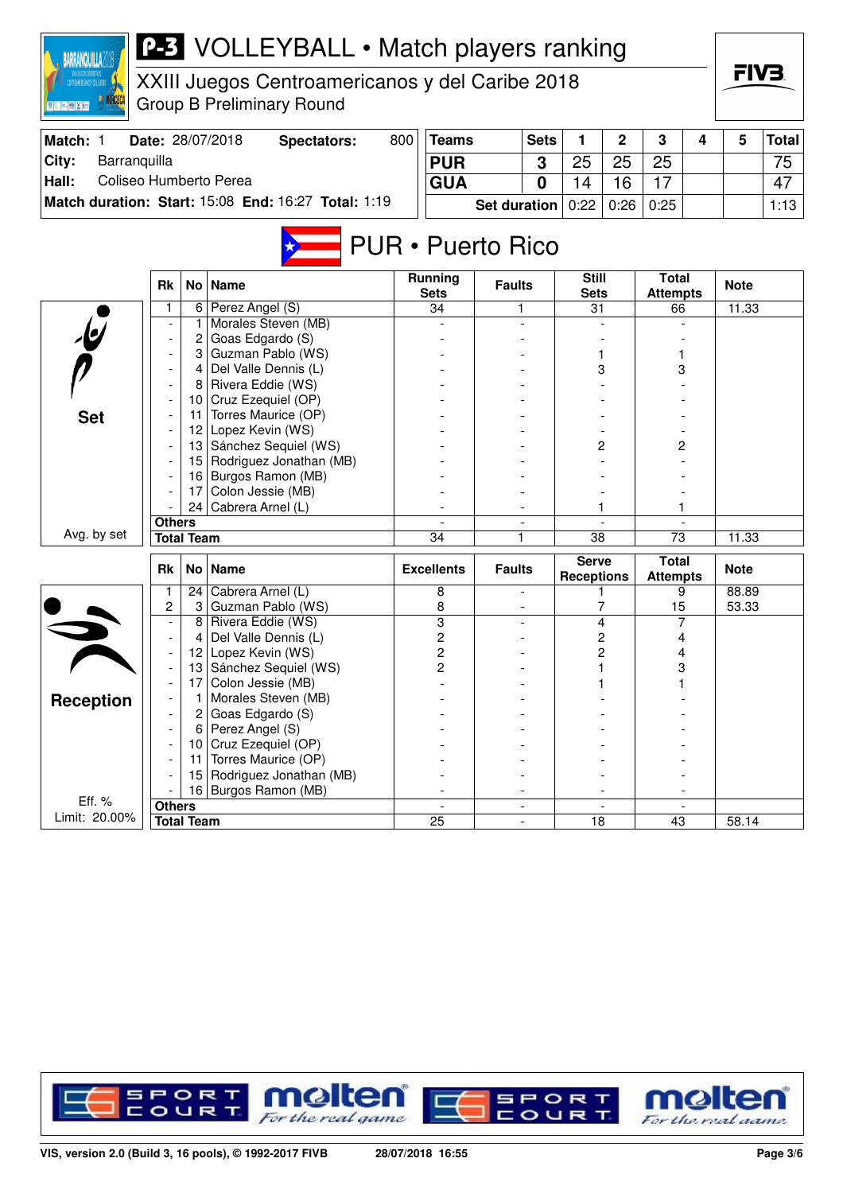# P-3 VOLLEYBALL • Match players ranking

XXIII Juegos Centroamericanos y del Caribe 2018
Group B Preliminary Round

| Match: 1 | Date: 28/07/2018 | Spectators: | 800 |
|---|---|---|---|
| City: | Barranquilla | | |
| Hall: | Coliseo Humberto Perea | | |
| Match duration: Start: 15:08 | End: 16:27 | Total: 1:19 | |

| Teams | Sets | 1 | 2 | 3 | 4 | 5 | Total |
|---|---|---|---|---|---|---|---|
| PUR | 3 | 25 | 25 | 25 | | | 75 |
| GUA | 0 | 14 | 16 | 17 | | | 47 |
| Set duration | | 0:22 | 0:26 | 0:25 | | | 1:13 |

## PUR • Puerto Rico

### Set

| Rk | No | Name | Running Sets | Faults | Still Sets | Total Attempts | Note |
|---|---|---|---|---|---|---|---|
| 1 | 6 | Perez Angel (S) | 34 | 1 | 31 | 66 | 11.33 |
| - | 1 | Morales Steven (MB) | - | - | - | - | |
| - | 2 | Goas Edgardo (S) | - | - | - | - | |
| - | 3 | Guzman Pablo (WS) | - | - | 1 | 1 | |
| - | 4 | Del Valle Dennis (L) | - | - | 3 | 3 | |
| - | 8 | Rivera Eddie (WS) | - | - | - | - | |
| - | 10 | Cruz Ezequiel (OP) | - | - | - | - | |
| - | 11 | Torres Maurice (OP) | - | - | - | - | |
| - | 12 | Lopez Kevin (WS) | - | - | - | - | |
| - | 13 | Sánchez Sequiel (WS) | - | - | 2 | 2 | |
| - | 15 | Rodriguez Jonathan (MB) | - | - | - | - | |
| - | 16 | Burgos Ramon (MB) | - | - | - | - | |
| - | 17 | Colon Jessie (MB) | - | - | - | - | |
| - | 24 | Cabrera Arnel (L) | - | - | 1 | 1 | |
| Others | | | - | - | - | - | |
| Total Team | | | 34 | 1 | 38 | 73 | 11.33 |

Avg. by set

### Reception

| Rk | No | Name | Excellents | Faults | Serve Receptions | Total Attempts | Note |
|---|---|---|---|---|---|---|---|
| 1 | 24 | Cabrera Arnel (L) | 8 | - | 1 | 9 | 88.89 |
| 2 | 3 | Guzman Pablo (WS) | 8 | - | 7 | 15 | 53.33 |
| - | 8 | Rivera Eddie (WS) | 3 | - | 4 | 7 | |
| - | 4 | Del Valle Dennis (L) | 2 | - | 2 | 4 | |
| - | 12 | Lopez Kevin (WS) | 2 | - | 2 | 4 | |
| - | 13 | Sánchez Sequiel (WS) | 2 | - | 1 | 3 | |
| - | 17 | Colon Jessie (MB) | - | - | 1 | 1 | |
| - | 1 | Morales Steven (MB) | - | - | - | - | |
| - | 2 | Goas Edgardo (S) | - | - | - | - | |
| - | 6 | Perez Angel (S) | - | - | - | - | |
| - | 10 | Cruz Ezequiel (OP) | - | - | - | - | |
| - | 11 | Torres Maurice (OP) | - | - | - | - | |
| - | 15 | Rodriguez Jonathan (MB) | - | - | - | - | |
| - | 16 | Burgos Ramon (MB) | - | - | - | - | |
| Others | | | - | - | - | - | |
| Total Team | | | 25 | - | 18 | 43 | 58.14 |

Eff. %
Limit: 20.00%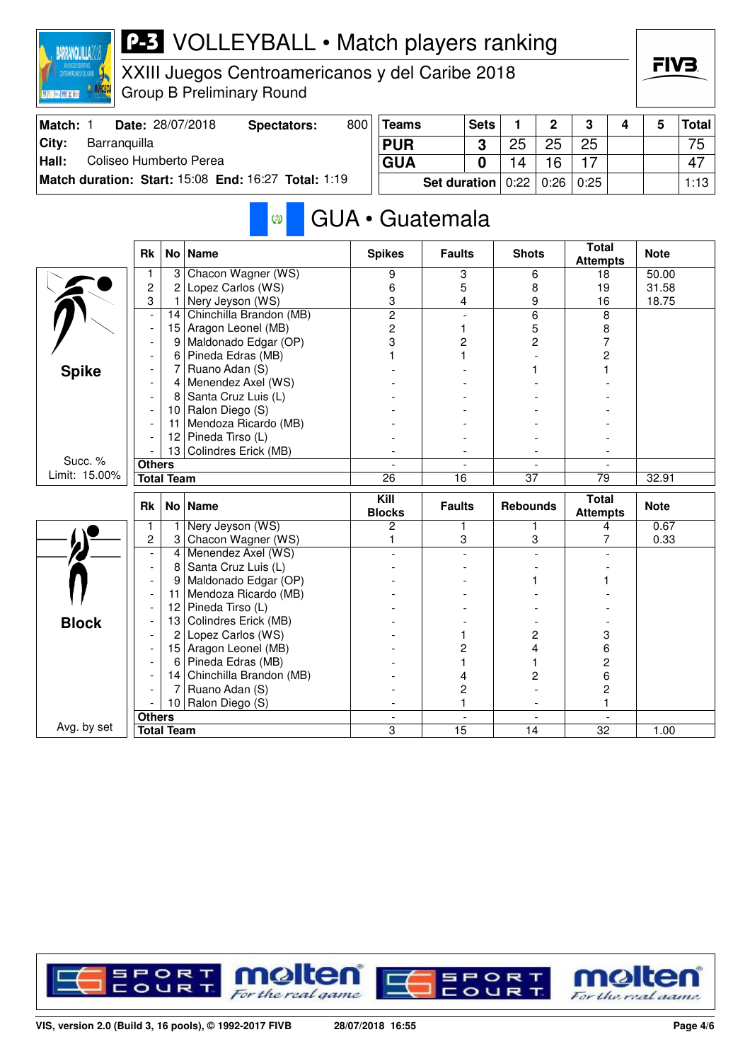# P-3 VOLLEYBALL • Match players ranking

XXIII Juegos Centroamericanos y del Caribe 2018
Group B Preliminary Round

| Match: 1 | Date: 28/07/2018 | Spectators: 800 |
|---|---|---|
| City: | Barranquilla | |
| Hall: | Coliseo Humberto Perea | |
| Match duration: | Start: 15:08 End: 16:27 | Total: 1:19 |

| Teams | Sets | 1 | 2 | 3 | 4 | 5 | Total |
|---|---|---|---|---|---|---|---|
| PUR | 3 | 25 | 25 | 25 | | | 75 |
| GUA | 0 | 14 | 16 | 17 | | | 47 |
| Set duration | | 0:22 | 0:26 | 0:25 | | | 1:13 |

## GUA • Guatemala

### Spike

Succ. % Limit: 15.00%

| Rk | No | Name | Spikes | Faults | Shots | Total Attempts | Note |
|---|---|---|---|---|---|---|---|
| 1 | 3 | Chacon Wagner (WS) | 9 | 3 | 6 | 18 | 50.00 |
| 2 | 2 | Lopez Carlos (WS) | 6 | 5 | 8 | 19 | 31.58 |
| 3 | 1 | Nery Jeyson (WS) | 3 | 4 | 9 | 16 | 18.75 |
| - | 14 | Chinchilla Brandon (MB) | 2 | - | 6 | 8 | |
| - | 15 | Aragon Leonel (MB) | 2 | 1 | 5 | 8 | |
| - | 9 | Maldonado Edgar (OP) | 3 | 2 | 2 | 7 | |
| - | 6 | Pineda Edras (MB) | 1 | 1 | - | 2 | |
| - | 7 | Ruano Adan (S) | - | - | 1 | 1 | |
| - | 4 | Menendez Axel (WS) | - | - | - | - | |
| - | 8 | Santa Cruz Luis (L) | - | - | - | - | |
| - | 10 | Ralon Diego (S) | - | - | - | - | |
| - | 11 | Mendoza Ricardo (MB) | - | - | - | - | |
| - | 12 | Pineda Tirso (L) | - | - | - | - | |
| - | 13 | Colindres Erick (MB) | - | - | - | - | |
| Others | | | - | - | - | - | |
| Total Team | | | 26 | 16 | 37 | 79 | 32.91 |

### Block

Avg. by set

| Rk | No | Name | Kill Blocks | Faults | Rebounds | Total Attempts | Note |
|---|---|---|---|---|---|---|---|
| 1 | 1 | Nery Jeyson (WS) | 2 | 1 | 1 | 4 | 0.67 |
| 2 | 3 | Chacon Wagner (WS) | 1 | 3 | 3 | 7 | 0.33 |
| - | 4 | Menendez Axel (WS) | - | - | - | - | |
| - | 8 | Santa Cruz Luis (L) | - | - | - | - | |
| - | 9 | Maldonado Edgar (OP) | - | - | 1 | 1 | |
| - | 11 | Mendoza Ricardo (MB) | - | - | - | - | |
| - | 12 | Pineda Tirso (L) | - | - | - | - | |
| - | 13 | Colindres Erick (MB) | - | - | - | - | |
| - | 2 | Lopez Carlos (WS) | - | 1 | 2 | 3 | |
| - | 15 | Aragon Leonel (MB) | - | 2 | 4 | 6 | |
| - | 6 | Pineda Edras (MB) | - | 1 | 1 | 2 | |
| - | 14 | Chinchilla Brandon (MB) | - | 4 | 2 | 6 | |
| - | 7 | Ruano Adan (S) | - | 2 | - | 2 | |
| - | 10 | Ralon Diego (S) | - | 1 | - | 1 | |
| Others | | | - | - | - | - | |
| Total Team | | | 3 | 15 | 14 | 32 | 1.00 |

VIS, version 2.0 (Build 3, 16 pools), © 1992-2017 FIVB 28/07/2018 16:55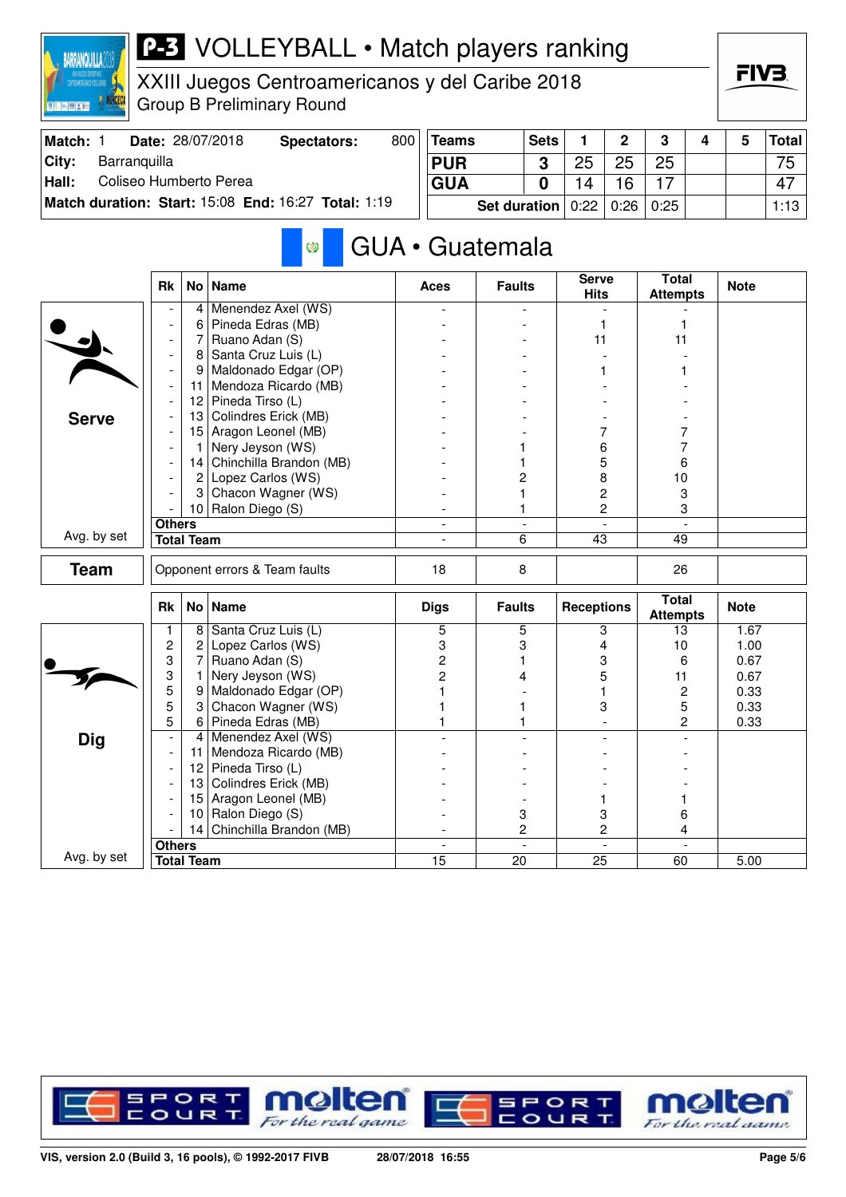# P-3 VOLLEYBALL • Match players ranking

XXIII Juegos Centroamericanos y del Caribe 2018
Group B Preliminary Round

| Match: 1 | Date: 28/07/2018 | Spectators: | 800 |
|---|---|---|---|
| City: | Barranquilla | | |
| Hall: | Coliseo Humberto Perea | | |
| Match duration: | Start: 15:08 | End: 16:27 | Total: 1:19 |

| Teams | Sets | 1 | 2 | 3 | 4 | 5 | Total |
|---|---|---|---|---|---|---|---|
| PUR | 3 | 25 | 25 | 25 | | | 75 |
| GUA | 0 | 14 | 16 | 17 | | | 47 |
| Set duration | | 0:22 | 0:26 | 0:25 | | | 1:13 |

## GUA • Guatemala

### Serve

| Rk | No | Name | Aces | Faults | Serve Hits | Total Attempts | Note |
|---|---|---|---|---|---|---|---|
| - | 4 | Menendez Axel (WS) | - | - | - | - | |
| - | 6 | Pineda Edras (MB) | - | - | 1 | 1 | |
| - | 7 | Ruano Adan (S) | - | - | 11 | 11 | |
| - | 8 | Santa Cruz Luis (L) | - | - | - | - | |
| - | 9 | Maldonado Edgar (OP) | - | - | 1 | 1 | |
| - | 11 | Mendoza Ricardo (MB) | - | - | - | - | |
| - | 12 | Pineda Tirso (L) | - | - | - | - | |
| - | 13 | Colindres Erick (MB) | - | - | - | - | |
| - | 15 | Aragon Leonel (MB) | - | - | 7 | 7 | |
| - | 1 | Nery Jeyson (WS) | - | 1 | 6 | 7 | |
| - | 14 | Chinchilla Brandon (MB) | - | 1 | 5 | 6 | |
| - | 2 | Lopez Carlos (WS) | - | 2 | 8 | 10 | |
| - | 3 | Chacon Wagner (WS) | - | 1 | 2 | 3 | |
| - | 10 | Ralon Diego (S) | - | 1 | 2 | 3 | |
| Others | | | - | - | - | - | |
| Total Team | | | - | 6 | 43 | 49 | |

Avg. by set

### Team

| | Aces | Faults | Serve Hits | Total Attempts |
|---|---|---|---|---|
| Opponent errors & Team faults | 18 | 8 | | 26 |

### Dig

| Rk | No | Name | Digs | Faults | Receptions | Total Attempts | Note |
|---|---|---|---|---|---|---|---|
| 1 | 8 | Santa Cruz Luis (L) | 5 | 5 | 3 | 13 | 1.67 |
| 2 | 2 | Lopez Carlos (WS) | 3 | 3 | 4 | 10 | 1.00 |
| 3 | 7 | Ruano Adan (S) | 2 | 1 | 3 | 6 | 0.67 |
| 3 | 1 | Nery Jeyson (WS) | 2 | 4 | 5 | 11 | 0.67 |
| 5 | 9 | Maldonado Edgar (OP) | 1 | - | 1 | 2 | 0.33 |
| 5 | 3 | Chacon Wagner (WS) | 1 | 1 | 3 | 5 | 0.33 |
| 5 | 6 | Pineda Edras (MB) | 1 | 1 | - | 2 | 0.33 |
| - | 4 | Menendez Axel (WS) | - | - | - | - | |
| - | 11 | Mendoza Ricardo (MB) | - | - | - | - | |
| - | 12 | Pineda Tirso (L) | - | - | - | - | |
| - | 13 | Colindres Erick (MB) | - | - | - | - | |
| - | 15 | Aragon Leonel (MB) | - | - | 1 | 1 | |
| - | 10 | Ralon Diego (S) | - | 3 | 3 | 6 | |
| - | 14 | Chinchilla Brandon (MB) | - | 2 | 2 | 4 | |
| Others | | | - | - | - | - | |
| Total Team | | | 15 | 20 | 25 | 60 | 5.00 |

Avg. by set

VIS, version 2.0 (Build 3, 16 pools), © 1992-2017 FIVB 28/07/2018 16:55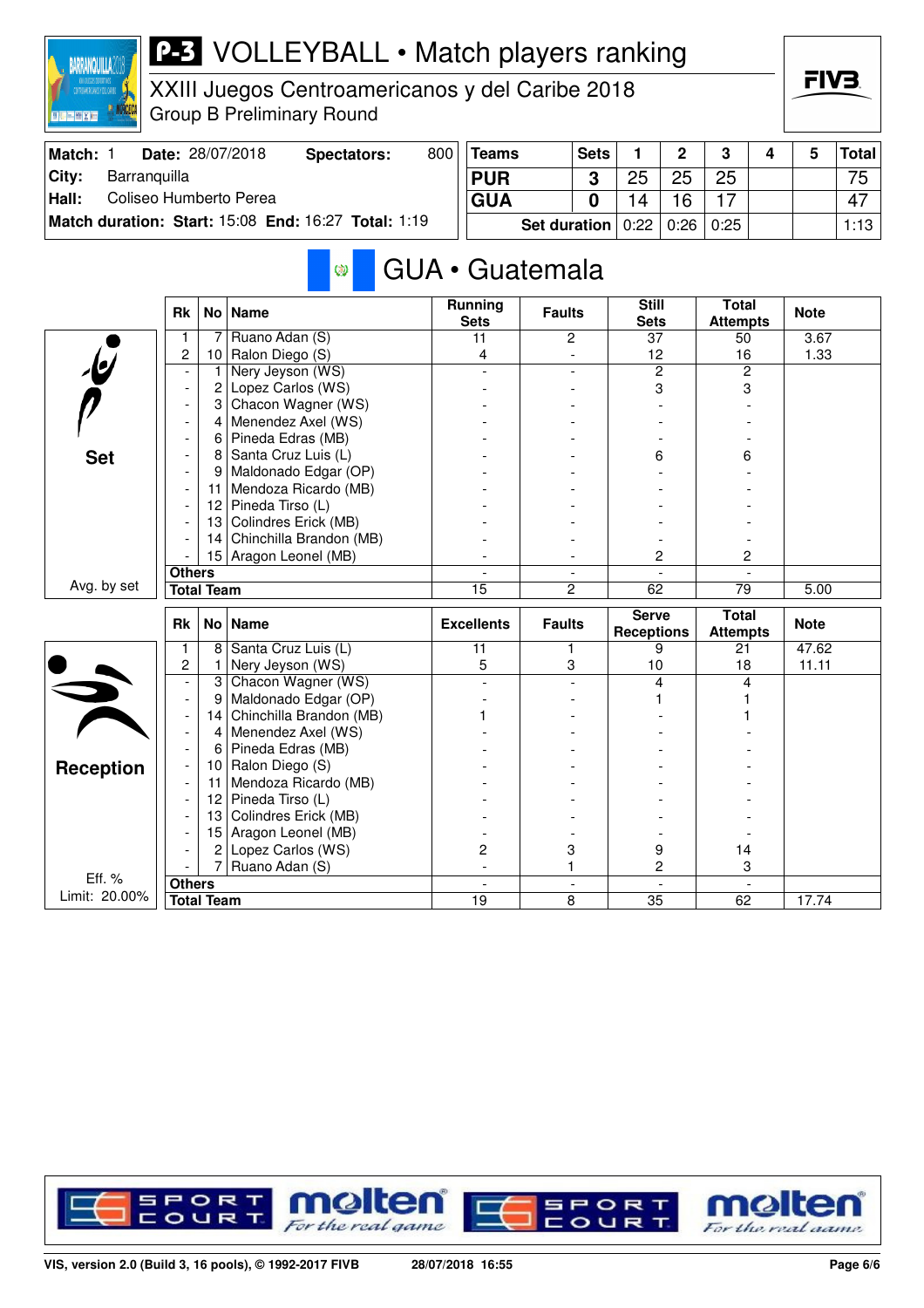# P-3 VOLLEYBALL • Match players ranking

XXIII Juegos Centroamericanos y del Caribe 2018

Group B Preliminary Round

| | | | |
|---|---|---|---|
| **Match:** 1 | **Date:** 28/07/2018 | **Spectators:** | 800 |
| **City:** | Barranquilla | | |
| **Hall:** | Coliseo Humberto Perea | | |
| **Match duration:** | **Start:** 15:08 | **End:** 16:27 | **Total:** 1:19 |

| Teams | Sets | 1 | 2 | 3 | 4 | 5 | Total |
|---|---|---|---|---|---|---|---|
| PUR | 3 | 25 | 25 | 25 | | | 75 |
| GUA | 0 | 14 | 16 | 17 | | | 47 |
| **Set duration** | | 0:22 | 0:26 | 0:25 | | | 1:13 |

## GUA • Guatemala

### Set

| Rk | No | Name | Running Sets | Faults | Still Sets | Total Attempts | Note |
|---|---|---|---|---|---|---|---|
| 1 | 7 | Ruano Adan (S) | 11 | 2 | 37 | 50 | 3.67 |
| 2 | 10 | Ralon Diego (S) | 4 | - | 12 | 16 | 1.33 |
| - | 1 | Nery Jeyson (WS) | - | - | 2 | 2 | |
| - | 2 | Lopez Carlos (WS) | - | - | 3 | 3 | |
| - | 3 | Chacon Wagner (WS) | - | - | - | - | |
| - | 4 | Menendez Axel (WS) | - | - | - | - | |
| - | 6 | Pineda Edras (MB) | - | - | - | - | |
| - | 8 | Santa Cruz Luis (L) | - | - | 6 | 6 | |
| - | 9 | Maldonado Edgar (OP) | - | - | - | - | |
| - | 11 | Mendoza Ricardo (MB) | - | - | - | - | |
| - | 12 | Pineda Tirso (L) | - | - | - | - | |
| - | 13 | Colindres Erick (MB) | - | - | - | - | |
| - | 14 | Chinchilla Brandon (MB) | - | - | - | - | |
| - | 15 | Aragon Leonel (MB) | - | - | 2 | 2 | |
| **Others** | | | - | - | - | - | |
| **Total Team** | | | 15 | 2 | 62 | 79 | 5.00 |

Avg. by set

### Reception

| Rk | No | Name | Excellents | Faults | Serve Receptions | Total Attempts | Note |
|---|---|---|---|---|---|---|---|
| 1 | 8 | Santa Cruz Luis (L) | 11 | 1 | 9 | 21 | 47.62 |
| 2 | 1 | Nery Jeyson (WS) | 5 | 3 | 10 | 18 | 11.11 |
| - | 3 | Chacon Wagner (WS) | - | - | 4 | 4 | |
| - | 9 | Maldonado Edgar (OP) | - | - | 1 | 1 | |
| - | 14 | Chinchilla Brandon (MB) | 1 | - | - | 1 | |
| - | 4 | Menendez Axel (WS) | - | - | - | - | |
| - | 6 | Pineda Edras (MB) | - | - | - | - | |
| - | 10 | Ralon Diego (S) | - | - | - | - | |
| - | 11 | Mendoza Ricardo (MB) | - | - | - | - | |
| - | 12 | Pineda Tirso (L) | - | - | - | - | |
| - | 13 | Colindres Erick (MB) | - | - | - | - | |
| - | 15 | Aragon Leonel (MB) | - | - | - | - | |
| - | 2 | Lopez Carlos (WS) | 2 | 3 | 9 | 14 | |
| - | 7 | Ruano Adan (S) | - | 1 | 2 | 3 | |
| **Others** | | | - | - | - | - | |
| **Total Team** | | | 19 | 8 | 35 | 62 | 17.74 |

Eff. %
Limit: 20.00%